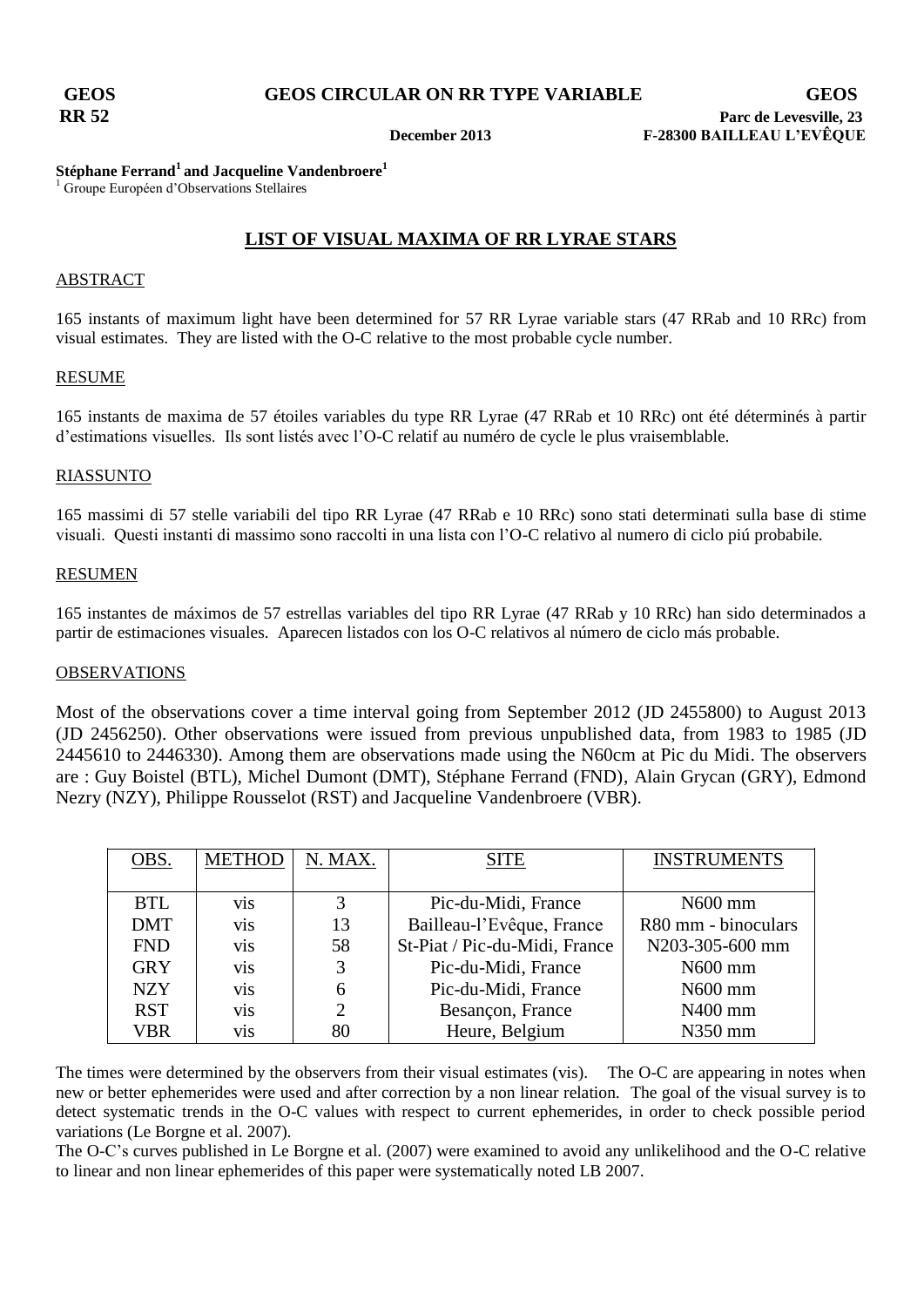**GEOS** **GEOS CIRCULAR ON RR TYPE VARIABLE** **GEOS**

**RR 52**

**Parc de Levesville, 23**

**December 2013** **F-28300 BAILLEAU L'EVÊQUE**

**Stéphane Ferrand[1] and Jacqueline Vandenbroere[1]**

[1] Groupe Européen d'Observations Stellaires

## LIST OF VISUAL MAXIMA OF RR LYRAE STARS

### ABSTRACT

165 instants of maximum light have been determined for 57 RR Lyrae variable stars (47 RRab and 10 RRc) from visual estimates. They are listed with the O-C relative to the most probable cycle number.

### RESUME

165 instants de maxima de 57 étoiles variables du type RR Lyrae (47 RRab et 10 RRc) ont été déterminés à partir d'estimations visuelles. Ils sont listés avec l'O-C relatif au numéro de cycle le plus vraisemblable.

### RIASSUNTO

165 massimi di 57 stelle variabili del tipo RR Lyrae (47 RRab e 10 RRc) sono stati determinati sulla base di stime visuali. Questi instanti di massimo sono raccolti in una lista con l'O-C relativo al numero di ciclo piú probabile.

### RESUMEN

165 instantes de máximos de 57 estrellas variables del tipo RR Lyrae (47 RRab y 10 RRc) han sido determinados a partir de estimaciones visuales. Aparecen listados con los O-C relativos al número de ciclo más probable.

### OBSERVATIONS

Most of the observations cover a time interval going from September 2012 (JD 2455800) to August 2013 (JD 2456250). Other observations were issued from previous unpublished data, from 1983 to 1985 (JD 2445610 to 2446330). Among them are observations made using the N60cm at Pic du Midi. The observers are : Guy Boistel (BTL), Michel Dumont (DMT), Stéphane Ferrand (FND), Alain Grycan (GRY), Edmond Nezry (NZY), Philippe Rousselot (RST) and Jacqueline Vandenbroere (VBR).

| OBS. | METHOD | N. MAX. | SITE | INSTRUMENTS |
|---|---|---|---|---|
| BTL | vis | 3 | Pic-du-Midi, France | N600 mm |
| DMT | vis | 13 | Bailleau-l'Evêque, France | R80 mm - binoculars |
| FND | vis | 58 | St-Piat / Pic-du-Midi, France | N203-305-600 mm |
| GRY | vis | 3 | Pic-du-Midi, France | N600 mm |
| NZY | vis | 6 | Pic-du-Midi, France | N600 mm |
| RST | vis | 2 | Besançon, France | N400 mm |
| VBR | vis | 80 | Heure, Belgium | N350 mm |

The times were determined by the observers from their visual estimates (vis). The O-C are appearing in notes when new or better ephemerides were used and after correction by a non linear relation. The goal of the visual survey is to detect systematic trends in the O-C values with respect to current ephemerides, in order to check possible period variations (Le Borgne et al. 2007).

The O-C's curves published in Le Borgne et al. (2007) were examined to avoid any unlikelihood and the O-C relative to linear and non linear ephemerides of this paper were systematically noted LB 2007.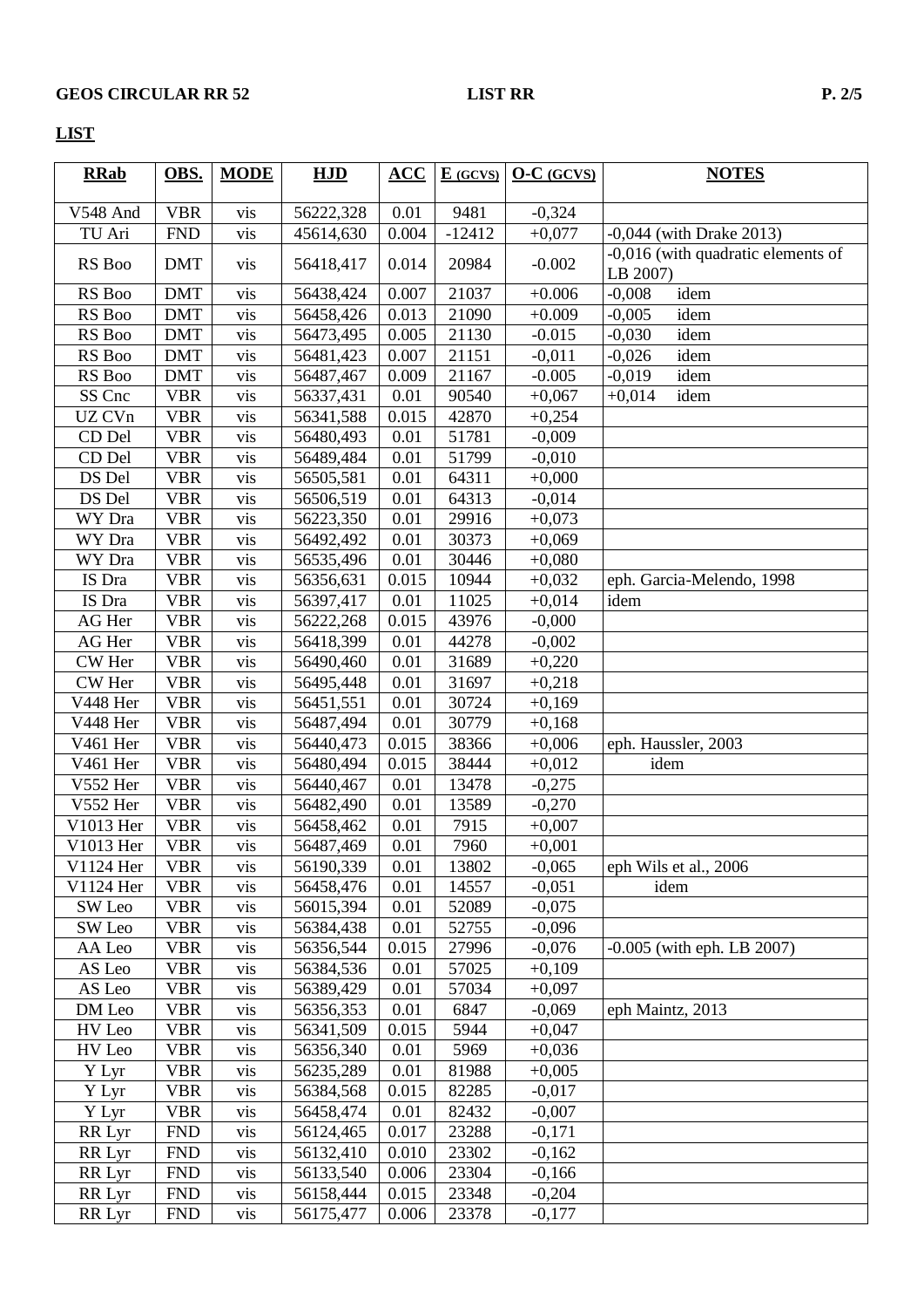## LIST

| RRab | OBS. | MODE | HJD | ACC | E (GCVS) | O-C (GCVS) | NOTES |
|---|---|---|---|---|---|---|---|
| V548 And | VBR | vis | 56222,328 | 0.01 | 9481 | -0,324 | |
| TU Ari | FND | vis | 45614,630 | 0.004 | -12412 | +0,077 | -0,044 (with Drake 2013) |
| RS Boo | DMT | vis | 56418,417 | 0.014 | 20984 | -0.002 | -0,016 (with quadratic elements of LB 2007) |
| RS Boo | DMT | vis | 56438,424 | 0.007 | 21037 | +0.006 | -0,008 idem |
| RS Boo | DMT | vis | 56458,426 | 0.013 | 21090 | +0.009 | -0,005 idem |
| RS Boo | DMT | vis | 56473,495 | 0.005 | 21130 | -0.015 | -0,030 idem |
| RS Boo | DMT | vis | 56481,423 | 0.007 | 21151 | -0,011 | -0,026 idem |
| RS Boo | DMT | vis | 56487,467 | 0.009 | 21167 | -0.005 | -0,019 idem |
| SS Cnc | VBR | vis | 56337,431 | 0.01 | 90540 | +0,067 | +0,014 idem |
| UZ CVn | VBR | vis | 56341,588 | 0.015 | 42870 | +0,254 | |
| CD Del | VBR | vis | 56480,493 | 0.01 | 51781 | -0,009 | |
| CD Del | VBR | vis | 56489,484 | 0.01 | 51799 | -0,010 | |
| DS Del | VBR | vis | 56505,581 | 0.01 | 64311 | +0,000 | |
| DS Del | VBR | vis | 56506,519 | 0.01 | 64313 | -0,014 | |
| WY Dra | VBR | vis | 56223,350 | 0.01 | 29916 | +0,073 | |
| WY Dra | VBR | vis | 56492,492 | 0.01 | 30373 | +0,069 | |
| WY Dra | VBR | vis | 56535,496 | 0.01 | 30446 | +0,080 | |
| IS Dra | VBR | vis | 56356,631 | 0.015 | 10944 | +0,032 | eph. Garcia-Melendo, 1998 |
| IS Dra | VBR | vis | 56397,417 | 0.01 | 11025 | +0,014 | idem |
| AG Her | VBR | vis | 56222,268 | 0.015 | 43976 | -0,000 | |
| AG Her | VBR | vis | 56418,399 | 0.01 | 44278 | -0,002 | |
| CW Her | VBR | vis | 56490,460 | 0.01 | 31689 | +0,220 | |
| CW Her | VBR | vis | 56495,448 | 0.01 | 31697 | +0,218 | |
| V448 Her | VBR | vis | 56451,551 | 0.01 | 30724 | +0,169 | |
| V448 Her | VBR | vis | 56487,494 | 0.01 | 30779 | +0,168 | |
| V461 Her | VBR | vis | 56440,473 | 0.015 | 38366 | +0,006 | eph. Haussler, 2003 |
| V461 Her | VBR | vis | 56480,494 | 0.015 | 38444 | +0,012 | idem |
| V552 Her | VBR | vis | 56440,467 | 0.01 | 13478 | -0,275 | |
| V552 Her | VBR | vis | 56482,490 | 0.01 | 13589 | -0,270 | |
| V1013 Her | VBR | vis | 56458,462 | 0.01 | 7915 | +0,007 | |
| V1013 Her | VBR | vis | 56487,469 | 0.01 | 7960 | +0,001 | |
| V1124 Her | VBR | vis | 56190,339 | 0.01 | 13802 | -0,065 | eph Wils et al., 2006 |
| V1124 Her | VBR | vis | 56458,476 | 0.01 | 14557 | -0,051 | idem |
| SW Leo | VBR | vis | 56015,394 | 0.01 | 52089 | -0,075 | |
| SW Leo | VBR | vis | 56384,438 | 0.01 | 52755 | -0,096 | |
| AA Leo | VBR | vis | 56356,544 | 0.015 | 27996 | -0,076 | -0.005 (with eph. LB 2007) |
| AS Leo | VBR | vis | 56384,536 | 0.01 | 57025 | +0,109 | |
| AS Leo | VBR | vis | 56389,429 | 0.01 | 57034 | +0,097 | |
| DM Leo | VBR | vis | 56356,353 | 0.01 | 6847 | -0,069 | eph Maintz, 2013 |
| HV Leo | VBR | vis | 56341,509 | 0.015 | 5944 | +0,047 | |
| HV Leo | VBR | vis | 56356,340 | 0.01 | 5969 | +0,036 | |
| Y Lyr | VBR | vis | 56235,289 | 0.01 | 81988 | +0,005 | |
| Y Lyr | VBR | vis | 56384,568 | 0.015 | 82285 | -0,017 | |
| Y Lyr | VBR | vis | 56458,474 | 0.01 | 82432 | -0,007 | |
| RR Lyr | FND | vis | 56124,465 | 0.017 | 23288 | -0,171 | |
| RR Lyr | FND | vis | 56132,410 | 0.010 | 23302 | -0,162 | |
| RR Lyr | FND | vis | 56133,540 | 0.006 | 23304 | -0,166 | |
| RR Lyr | FND | vis | 56158,444 | 0.015 | 23348 | -0,204 | |
| RR Lyr | FND | vis | 56175,477 | 0.006 | 23378 | -0,177 | |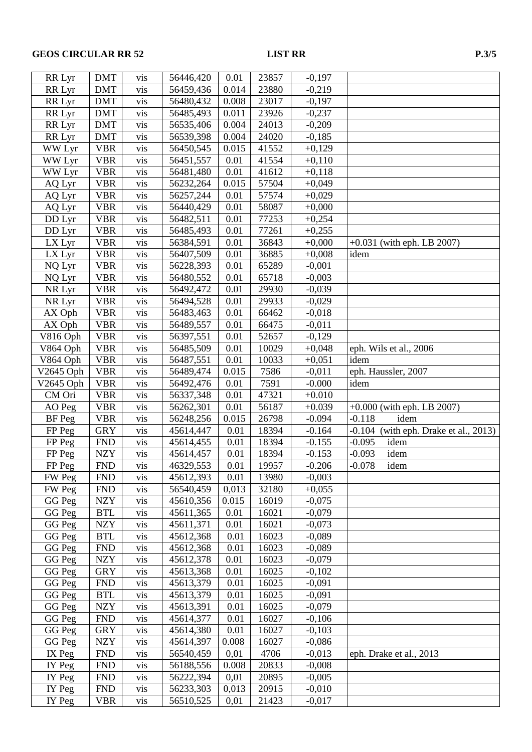| RR Lyr | DMT | vis | 56446,420 | 0.01 | 23857 | -0,197 | |
|---|---|---|---|---|---|---|---|
| RR Lyr | DMT | vis | 56459,436 | 0.014 | 23880 | -0,219 | |
| RR Lyr | DMT | vis | 56480,432 | 0.008 | 23017 | -0,197 | |
| RR Lyr | DMT | vis | 56485,493 | 0.011 | 23926 | -0,237 | |
| RR Lyr | DMT | vis | 56535,406 | 0.004 | 24013 | -0,209 | |
| RR Lyr | DMT | vis | 56539,398 | 0.004 | 24020 | -0,185 | |
| WW Lyr | VBR | vis | 56450,545 | 0.015 | 41552 | +0,129 | |
| WW Lyr | VBR | vis | 56451,557 | 0.01 | 41554 | +0,110 | |
| WW Lyr | VBR | vis | 56481,480 | 0.01 | 41612 | +0,118 | |
| AQ Lyr | VBR | vis | 56232,264 | 0.015 | 57504 | +0,049 | |
| AQ Lyr | VBR | vis | 56257,244 | 0.01 | 57574 | +0,029 | |
| AQ Lyr | VBR | vis | 56440,429 | 0.01 | 58087 | +0,000 | |
| DD Lyr | VBR | vis | 56482,511 | 0.01 | 77253 | +0,254 | |
| DD Lyr | VBR | vis | 56485,493 | 0.01 | 77261 | +0,255 | |
| LX Lyr | VBR | vis | 56384,591 | 0.01 | 36843 | +0,000 | +0.031 (with eph. LB 2007) |
| LX Lyr | VBR | vis | 56407,509 | 0.01 | 36885 | +0,008 | idem |
| NQ Lyr | VBR | vis | 56228,393 | 0.01 | 65289 | -0,001 | |
| NQ Lyr | VBR | vis | 56480,552 | 0.01 | 65718 | -0,003 | |
| NR Lyr | VBR | vis | 56492,472 | 0.01 | 29930 | -0,039 | |
| NR Lyr | VBR | vis | 56494,528 | 0.01 | 29933 | -0,029 | |
| AX Oph | VBR | vis | 56483,463 | 0.01 | 66462 | -0,018 | |
| AX Oph | VBR | vis | 56489,557 | 0.01 | 66475 | -0,011 | |
| V816 Oph | VBR | vis | 56397,551 | 0.01 | 52657 | -0,129 | |
| V864 Oph | VBR | vis | 56485,509 | 0.01 | 10029 | +0,048 | eph. Wils et al., 2006 |
| V864 Oph | VBR | vis | 56487,551 | 0.01 | 10033 | +0,051 | idem |
| V2645 Oph | VBR | vis | 56489,474 | 0.015 | 7586 | -0,011 | eph. Haussler, 2007 |
| V2645 Oph | VBR | vis | 56492,476 | 0.01 | 7591 | -0.000 | idem |
| CM Ori | VBR | vis | 56337,348 | 0.01 | 47321 | +0.010 | |
| AO Peg | VBR | vis | 56262,301 | 0.01 | 56187 | +0.039 | +0.000 (with eph. LB 2007) |
| BF Peg | VBR | vis | 56248,256 | 0.015 | 26798 | -0.094 | -0.118 idem |
| FP Peg | GRY | vis | 45614,447 | 0.01 | 18394 | -0.164 | -0.104 (with eph. Drake et al., 2013) |
| FP Peg | FND | vis | 45614,455 | 0.01 | 18394 | -0.155 | -0.095 idem |
| FP Peg | NZY | vis | 45614,457 | 0.01 | 18394 | -0.153 | -0.093 idem |
| FP Peg | FND | vis | 46329,553 | 0.01 | 19957 | -0.206 | -0.078 idem |
| FW Peg | FND | vis | 45612,393 | 0.01 | 13980 | -0,003 | |
| FW Peg | FND | vis | 56540,459 | 0,013 | 32180 | +0,055 | |
| GG Peg | NZY | vis | 45610,356 | 0.015 | 16019 | -0,075 | |
| GG Peg | BTL | vis | 45611,365 | 0.01 | 16021 | -0,079 | |
| GG Peg | NZY | vis | 45611,371 | 0.01 | 16021 | -0,073 | |
| GG Peg | BTL | vis | 45612,368 | 0.01 | 16023 | -0,089 | |
| GG Peg | FND | vis | 45612,368 | 0.01 | 16023 | -0,089 | |
| GG Peg | NZY | vis | 45612,378 | 0.01 | 16023 | -0,079 | |
| GG Peg | GRY | vis | 45613,368 | 0.01 | 16025 | -0,102 | |
| GG Peg | FND | vis | 45613,379 | 0.01 | 16025 | -0,091 | |
| GG Peg | BTL | vis | 45613,379 | 0.01 | 16025 | -0,091 | |
| GG Peg | NZY | vis | 45613,391 | 0.01 | 16025 | -0,079 | |
| GG Peg | FND | vis | 45614,377 | 0.01 | 16027 | -0,106 | |
| GG Peg | GRY | vis | 45614,380 | 0.01 | 16027 | -0,103 | |
| GG Peg | NZY | vis | 45614,397 | 0.008 | 16027 | -0,086 | |
| IX Peg | FND | vis | 56540,459 | 0,01 | 4706 | -0,013 | eph. Drake et al., 2013 |
| IY Peg | FND | vis | 56188,556 | 0.008 | 20833 | -0,008 | |
| IY Peg | FND | vis | 56222,394 | 0,01 | 20895 | -0,005 | |
| IY Peg | FND | vis | 56233,303 | 0,013 | 20915 | -0,010 | |
| IY Peg | VBR | vis | 56510,525 | 0,01 | 21423 | -0,017 | |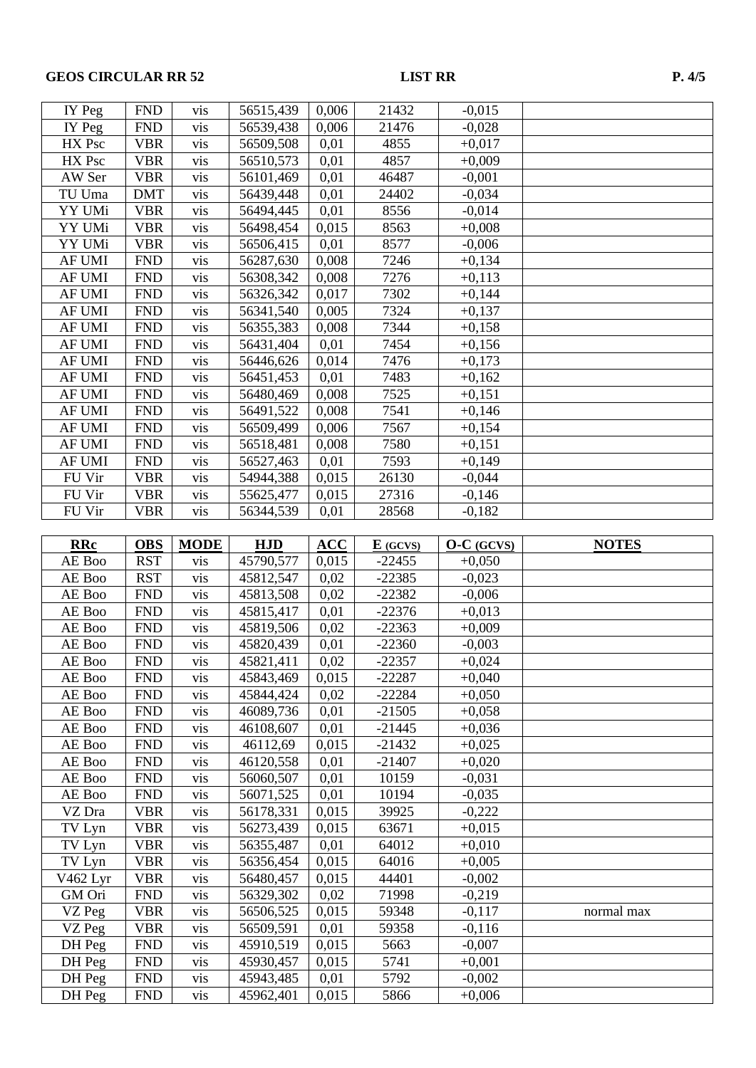| IY Peg | FND | vis | 56515,439 | 0,006 | 21432 | -0,015 | |
|---|---|---|---|---|---|---|---|
| IY Peg | FND | vis | 56539,438 | 0,006 | 21476 | -0,028 | |
| HX Psc | VBR | vis | 56509,508 | 0,01 | 4855 | +0,017 | |
| HX Psc | VBR | vis | 56510,573 | 0,01 | 4857 | +0,009 | |
| AW Ser | VBR | vis | 56101,469 | 0,01 | 46487 | -0,001 | |
| TU Uma | DMT | vis | 56439,448 | 0,01 | 24402 | -0,034 | |
| YY UMi | VBR | vis | 56494,445 | 0,01 | 8556 | -0,014 | |
| YY UMi | VBR | vis | 56498,454 | 0,015 | 8563 | +0,008 | |
| YY UMi | VBR | vis | 56506,415 | 0,01 | 8577 | -0,006 | |
| AF UMI | FND | vis | 56287,630 | 0,008 | 7246 | +0,134 | |
| AF UMI | FND | vis | 56308,342 | 0,008 | 7276 | +0,113 | |
| AF UMI | FND | vis | 56326,342 | 0,017 | 7302 | +0,144 | |
| AF UMI | FND | vis | 56341,540 | 0,005 | 7324 | +0,137 | |
| AF UMI | FND | vis | 56355,383 | 0,008 | 7344 | +0,158 | |
| AF UMI | FND | vis | 56431,404 | 0,01 | 7454 | +0,156 | |
| AF UMI | FND | vis | 56446,626 | 0,014 | 7476 | +0,173 | |
| AF UMI | FND | vis | 56451,453 | 0,01 | 7483 | +0,162 | |
| AF UMI | FND | vis | 56480,469 | 0,008 | 7525 | +0,151 | |
| AF UMI | FND | vis | 56491,522 | 0,008 | 7541 | +0,146 | |
| AF UMI | FND | vis | 56509,499 | 0,006 | 7567 | +0,154 | |
| AF UMI | FND | vis | 56518,481 | 0,008 | 7580 | +0,151 | |
| AF UMI | FND | vis | 56527,463 | 0,01 | 7593 | +0,149 | |
| FU Vir | VBR | vis | 54944,388 | 0,015 | 26130 | -0,044 | |
| FU Vir | VBR | vis | 55625,477 | 0,015 | 27316 | -0,146 | |
| FU Vir | VBR | vis | 56344,539 | 0,01 | 28568 | -0,182 | |

| **RRc** | **OBS** | **MODE** | **HJD** | **ACC** | **E (GCVS)** | **O-C (GCVS)** | **NOTES** |
|---|---|---|---|---|---|---|---|
| AE Boo | RST | vis | 45790,577 | 0,015 | -22455 | +0,050 | |
| AE Boo | RST | vis | 45812,547 | 0,02 | -22385 | -0,023 | |
| AE Boo | FND | vis | 45813,508 | 0,02 | -22382 | -0,006 | |
| AE Boo | FND | vis | 45815,417 | 0,01 | -22376 | +0,013 | |
| AE Boo | FND | vis | 45819,506 | 0,02 | -22363 | +0,009 | |
| AE Boo | FND | vis | 45820,439 | 0,01 | -22360 | -0,003 | |
| AE Boo | FND | vis | 45821,411 | 0,02 | -22357 | +0,024 | |
| AE Boo | FND | vis | 45843,469 | 0,015 | -22287 | +0,040 | |
| AE Boo | FND | vis | 45844,424 | 0,02 | -22284 | +0,050 | |
| AE Boo | FND | vis | 46089,736 | 0,01 | -21505 | +0,058 | |
| AE Boo | FND | vis | 46108,607 | 0,01 | -21445 | +0,036 | |
| AE Boo | FND | vis | 46112,69 | 0,015 | -21432 | +0,025 | |
| AE Boo | FND | vis | 46120,558 | 0,01 | -21407 | +0,020 | |
| AE Boo | FND | vis | 56060,507 | 0,01 | 10159 | -0,031 | |
| AE Boo | FND | vis | 56071,525 | 0,01 | 10194 | -0,035 | |
| VZ Dra | VBR | vis | 56178,331 | 0,015 | 39925 | -0,222 | |
| TV Lyn | VBR | vis | 56273,439 | 0,015 | 63671 | +0,015 | |
| TV Lyn | VBR | vis | 56355,487 | 0,01 | 64012 | +0,010 | |
| TV Lyn | VBR | vis | 56356,454 | 0,015 | 64016 | +0,005 | |
| V462 Lyr | VBR | vis | 56480,457 | 0,015 | 44401 | -0,002 | |
| GM Ori | FND | vis | 56329,302 | 0,02 | 71998 | -0,219 | |
| VZ Peg | VBR | vis | 56506,525 | 0,015 | 59348 | -0,117 | normal max |
| VZ Peg | VBR | vis | 56509,591 | 0,01 | 59358 | -0,116 | |
| DH Peg | FND | vis | 45910,519 | 0,015 | 5663 | -0,007 | |
| DH Peg | FND | vis | 45930,457 | 0,015 | 5741 | +0,001 | |
| DH Peg | FND | vis | 45943,485 | 0,01 | 5792 | -0,002 | |
| DH Peg | FND | vis | 45962,401 | 0,015 | 5866 | +0,006 | |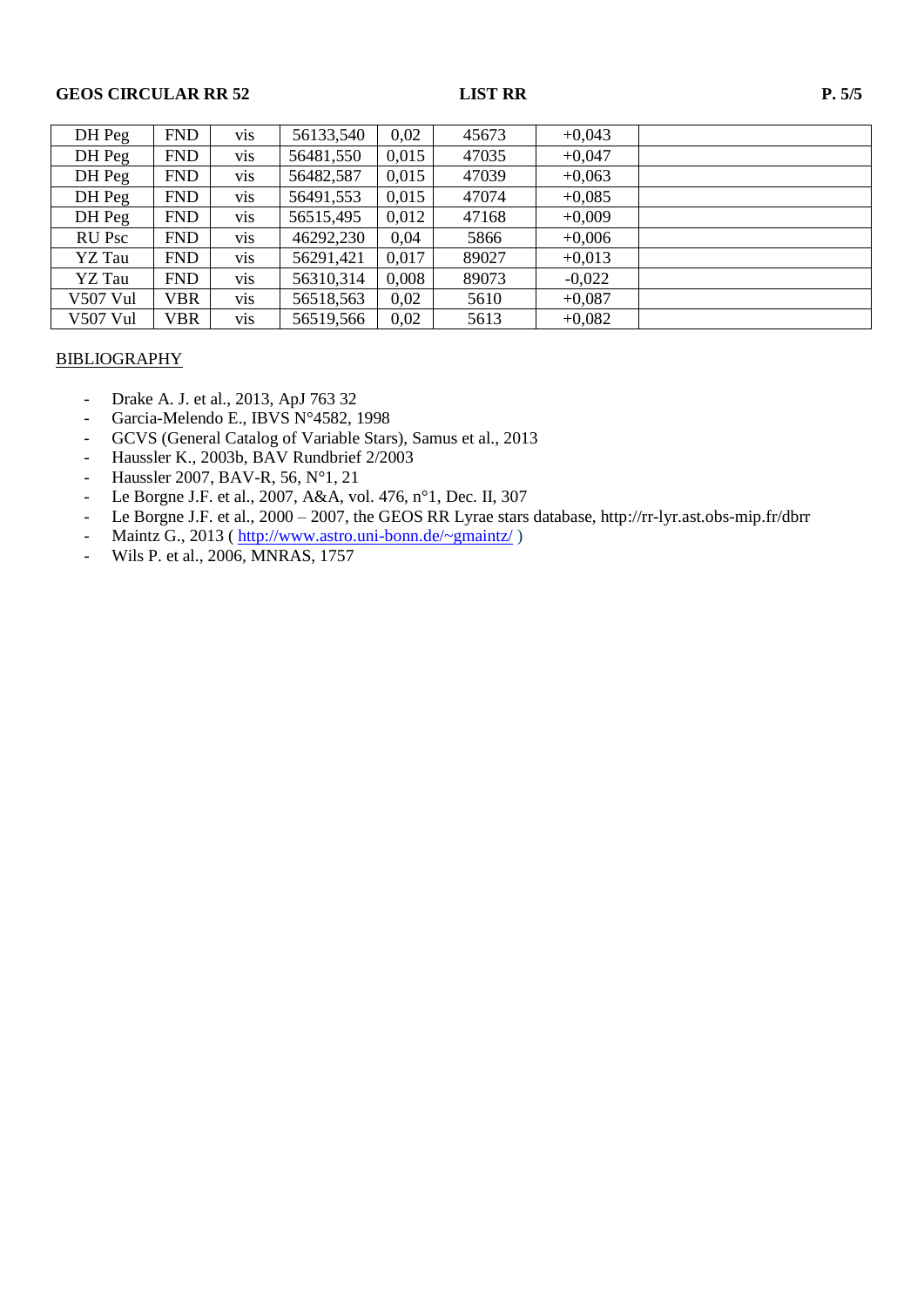| | | | | | | | |
|---|---|---|---|---|---|---|---|
| DH Peg | FND | vis | 56133,540 | 0,02 | 45673 | +0,043 | |
| DH Peg | FND | vis | 56481,550 | 0,015 | 47035 | +0,047 | |
| DH Peg | FND | vis | 56482,587 | 0,015 | 47039 | +0,063 | |
| DH Peg | FND | vis | 56491,553 | 0,015 | 47074 | +0,085 | |
| DH Peg | FND | vis | 56515,495 | 0,012 | 47168 | +0,009 | |
| RU Psc | FND | vis | 46292,230 | 0,04 | 5866 | +0,006 | |
| YZ Tau | FND | vis | 56291,421 | 0,017 | 89027 | +0,013 | |
| YZ Tau | FND | vis | 56310,314 | 0,008 | 89073 | -0,022 | |
| V507 Vul | VBR | vis | 56518,563 | 0,02 | 5610 | +0,087 | |
| V507 Vul | VBR | vis | 56519,566 | 0,02 | 5613 | +0,082 | |

## BIBLIOGRAPHY

- Drake A. J. et al., 2013, ApJ 763 32
- Garcia-Melendo E., IBVS N°4582, 1998
- GCVS (General Catalog of Variable Stars), Samus et al., 2013
- Haussler K., 2003b, BAV Rundbrief 2/2003
- Haussler 2007, BAV-R, 56, N°1, 21
- Le Borgne J.F. et al., 2007, A&A, vol. 476, n°1, Dec. II, 307
- Le Borgne J.F. et al., 2000 – 2007, the GEOS RR Lyrae stars database, http://rr-lyr.ast.obs-mip.fr/dbrr
- Maintz G., 2013 ( http://www.astro.uni-bonn.de/~gmaintz/ )
- Wils P. et al., 2006, MNRAS, 1757